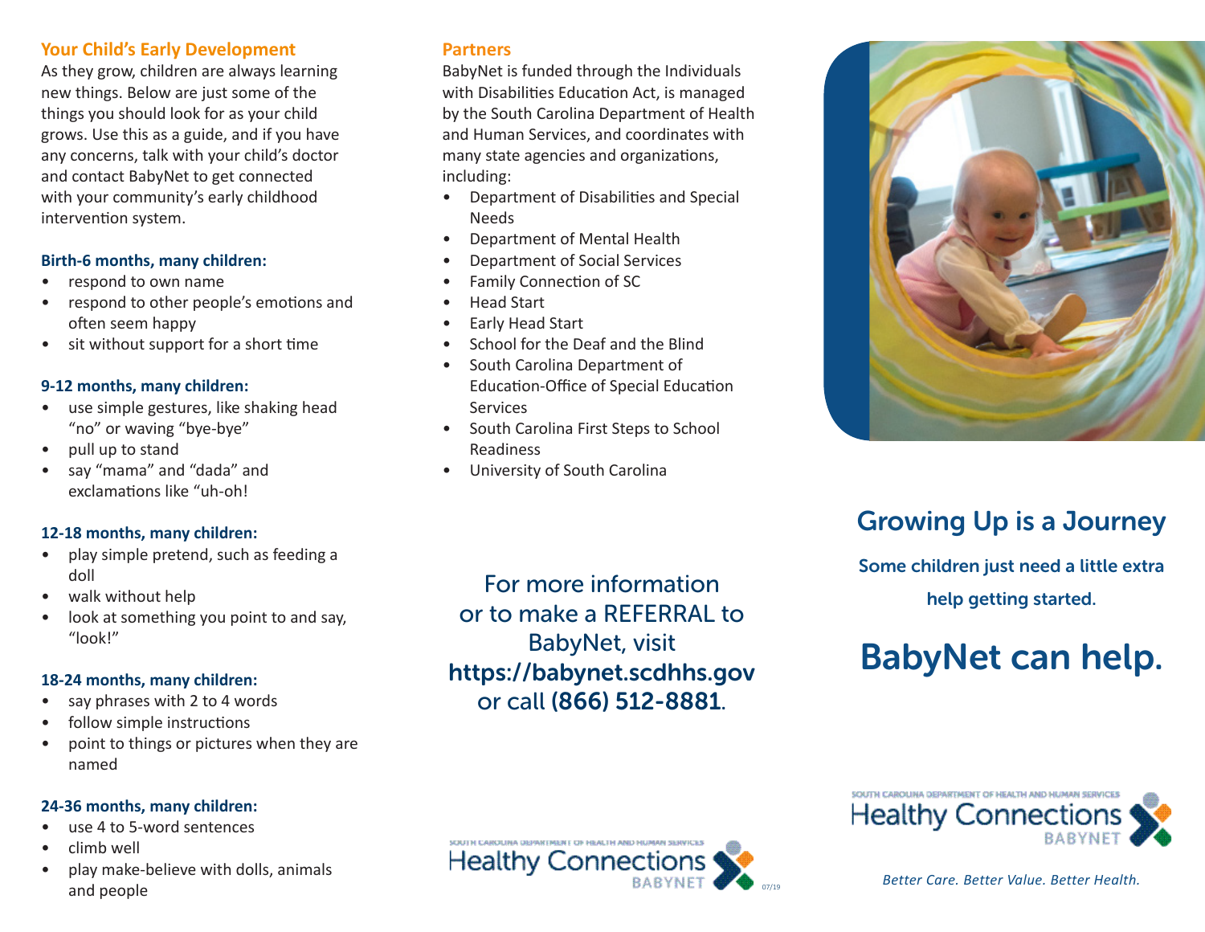## Your Child's Early Development

As they grow, children are always learning new things. Below are just some of the things you should look for as your child grows. Use this as a guide, and if you have any concerns, talk with your child's doctor and contact BabyNet to get connected with your community's early childhood intervention system.

### Birth-6 months, many children:

- respond to own name
- respond to other people's emotions and often seem happy
- sit without support for a short time

### 9-12 months, many children:

- use simple gestures, like shaking head "no" or waving "bye-bye"
- pull up to stand
- say "mama" and "dada" and exclamations like "uh-oh!

### 12-18 months, many children:

- play simple pretend, such as feeding a doll
- walk without help
- look at something you point to and say, "look!"

### 18-24 months, many children:

- say phrases with 2 to 4 words
- follow simple instructions
- point to things or pictures when they are named

### 24-36 months, many children:

- use 4 to 5-word sentences
- climb well
- play make-believe with dolls, animals and people

## Partners

BabyNet is funded through the Individuals with Disabilities Education Act, is managed by the South Carolina Department of Health and Human Services, and coordinates with many state agencies and organizations, including:

- Department of Disabilities and Special Needs
- Department of Mental Health
- Department of Social Services
- Family Connection of SC
- Head Start
- Early Head Start
- School for the Deaf and the Blind
- South Carolina Department of Education-Office of Special Education Services
- South Carolina First Steps to School Readiness
- University of South Carolina

For more information or to make a REFERRAL to BabyNet, visit **https://babynet.scdhhs.gov** or call **(866) 512-8881**.

South Carolina Department of Health and Human Services Healthy Connections BabyNet

07/19

# Growing Up is a Journey

**Some children just need a little extra help getting started.**

# BabyNet can help.

South Carolina Department of Health and Human Services Healthy Connections BabyNet

*Better Care. Better Value. Better Health.*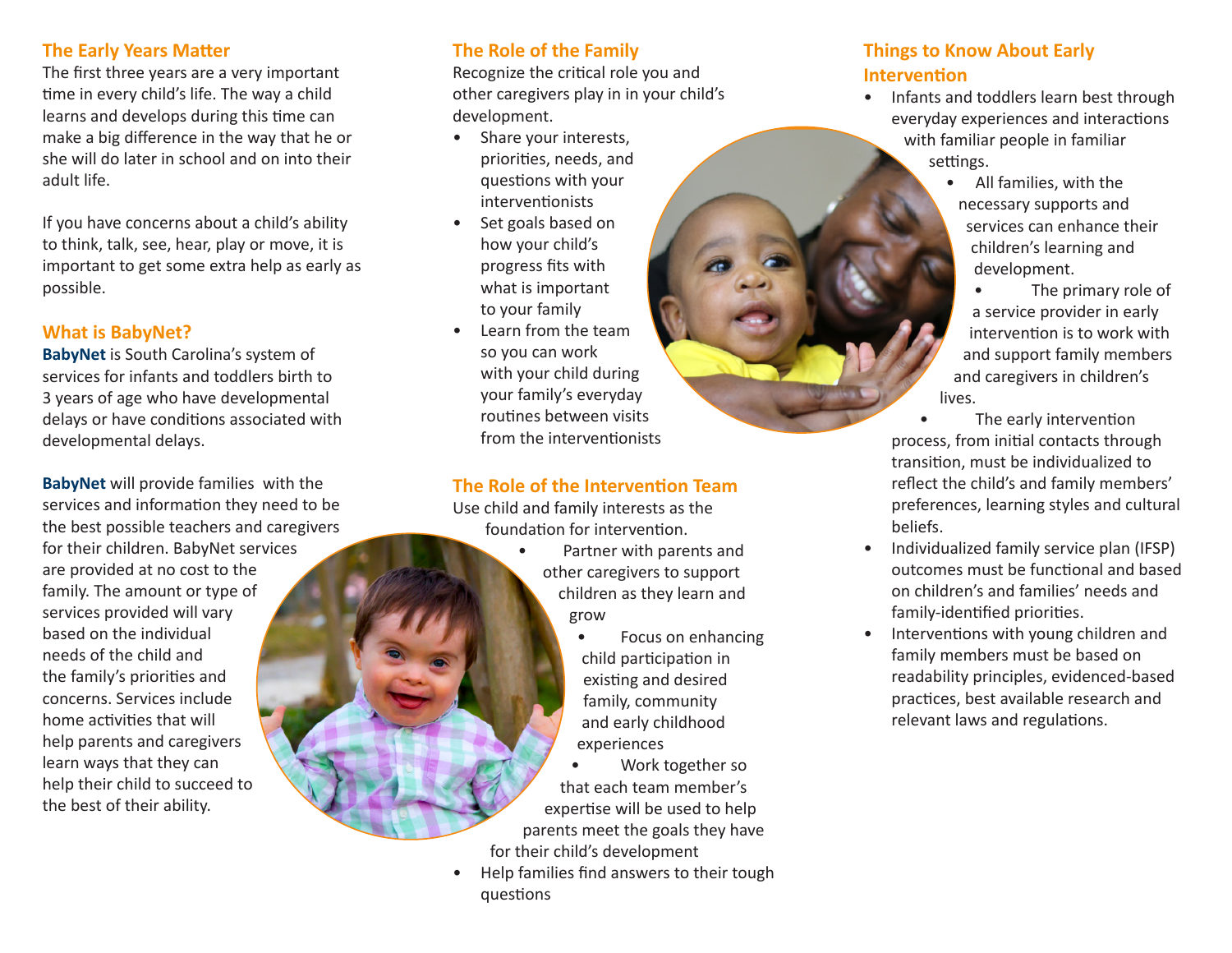## The Early Years Matter

The first three years are a very important time in every child's life. The way a child learns and develops during this time can make a big difference in the way that he or she will do later in school and on into their adult life.

If you have concerns about a child's ability to think, talk, see, hear, play or move, it is important to get some extra help as early as possible.

## What is BabyNet?

**BabyNet** is South Carolina's system of services for infants and toddlers birth to 3 years of age who have developmental delays or have conditions associated with developmental delays.

**BabyNet** will provide families with the services and information they need to be the best possible teachers and caregivers for their children. BabyNet services are provided at no cost to the family. The amount or type of services provided will vary based on the individual needs of the child and the family's priorities and concerns. Services include home activities that will help parents and caregivers learn ways that they can help their child to succeed to the best of their ability.

## The Role of the Family

Recognize the critical role you and other caregivers play in in your child's development.

- Share your interests, priorities, needs, and questions with your interventionists
- Set goals based on how your child's progress fits with what is important to your family
- Learn from the team so you can work with your child during your family's everyday routines between visits from the interventionists

## The Role of the Intervention Team

Use child and family interests as the foundation for intervention.

- Partner with parents and other caregivers to support children as they learn and grow
- Focus on enhancing child participation in existing and desired family, community and early childhood experiences
- Work together so that each team member's expertise will be used to help parents meet the goals they have for their child's development
- Help families find answers to their tough questions

## Things to Know About Early Intervention

- Infants and toddlers learn best through everyday experiences and interactions with familiar people in familiar settings.
- All families, with the necessary supports and services can enhance their children's learning and development.
- The primary role of a service provider in early intervention is to work with and support family members and caregivers in children's lives.
- The early intervention process, from initial contacts through transition, must be individualized to reflect the child's and family members' preferences, learning styles and cultural beliefs.
- Individualized family service plan (IFSP) outcomes must be functional and based on children's and families' needs and family-identified priorities.
- Interventions with young children and family members must be based on readability principles, evidenced-based practices, best available research and relevant laws and regulations.